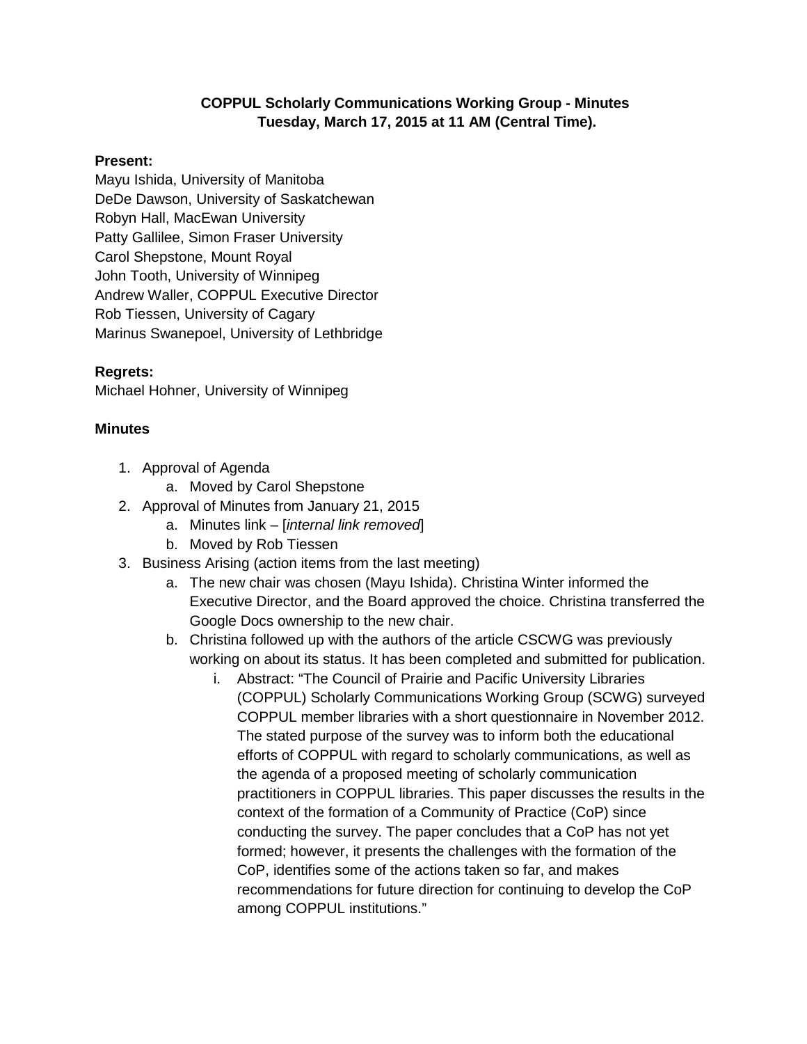**COPPUL Scholarly Communications Working Group - Minutes**
**Tuesday, March 17, 2015 at 11 AM (Central Time).**

**Present:**
Mayu Ishida, University of Manitoba
DeDe Dawson, University of Saskatchewan
Robyn Hall, MacEwan University
Patty Gallilee, Simon Fraser University
Carol Shepstone, Mount Royal
John Tooth, University of Winnipeg
Andrew Waller, COPPUL Executive Director
Rob Tiessen, University of Cagary
Marinus Swanepoel, University of Lethbridge

**Regrets:**
Michael Hohner, University of Winnipeg

**Minutes**

1. Approval of Agenda
   a. Moved by Carol Shepstone
2. Approval of Minutes from January 21, 2015
   a. Minutes link – [*internal link removed*]
   b. Moved by Rob Tiessen
3. Business Arising (action items from the last meeting)
   a. The new chair was chosen (Mayu Ishida). Christina Winter informed the Executive Director, and the Board approved the choice. Christina transferred the Google Docs ownership to the new chair.
   b. Christina followed up with the authors of the article CSCWG was previously working on about its status. It has been completed and submitted for publication.
      i. Abstract: "The Council of Prairie and Pacific University Libraries (COPPUL) Scholarly Communications Working Group (SCWG) surveyed COPPUL member libraries with a short questionnaire in November 2012. The stated purpose of the survey was to inform both the educational efforts of COPPUL with regard to scholarly communications, as well as the agenda of a proposed meeting of scholarly communication practitioners in COPPUL libraries. This paper discusses the results in the context of the formation of a Community of Practice (CoP) since conducting the survey. The paper concludes that a CoP has not yet formed; however, it presents the challenges with the formation of the CoP, identifies some of the actions taken so far, and makes recommendations for future direction for continuing to develop the CoP among COPPUL institutions."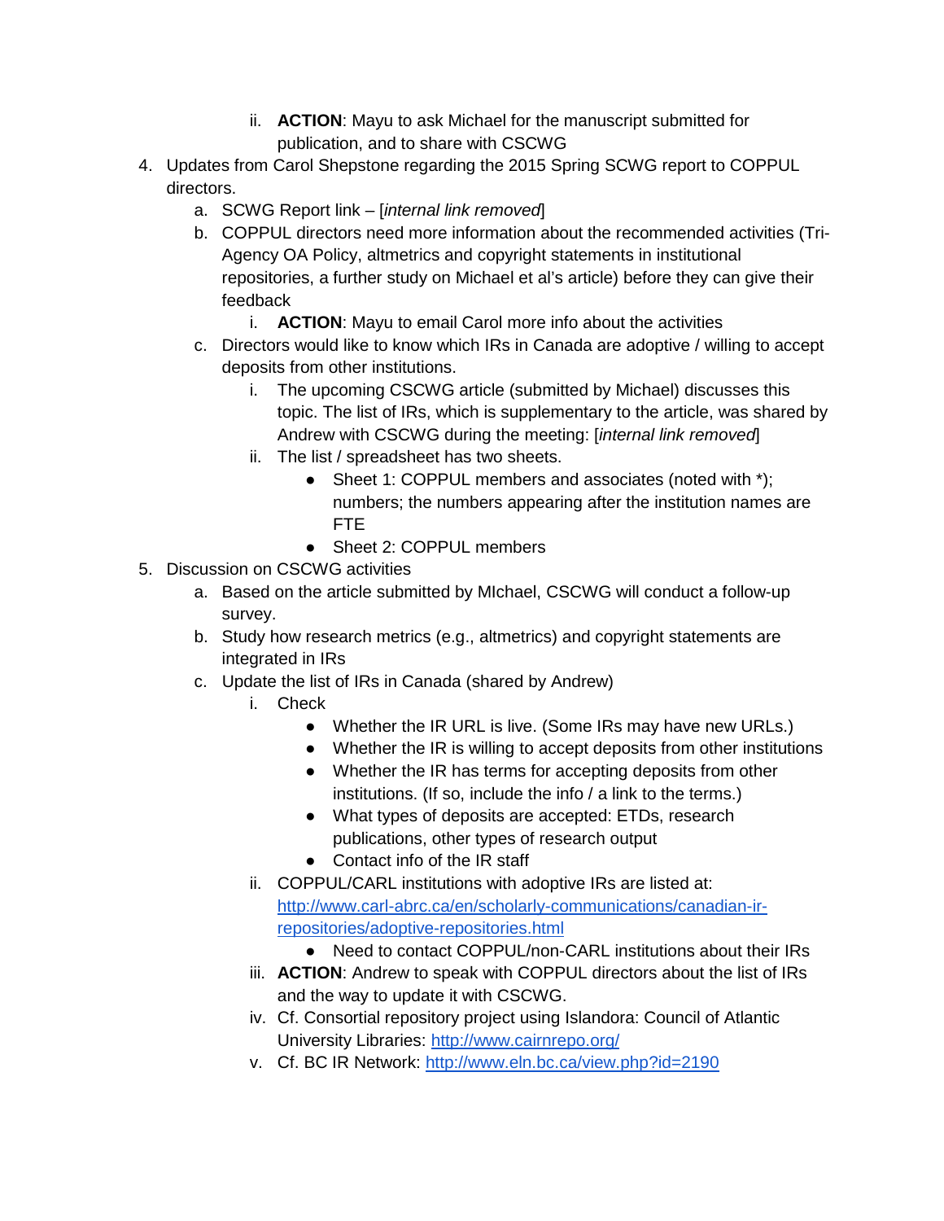ii. **ACTION**: Mayu to ask Michael for the manuscript submitted for publication, and to share with CSCWG

4. Updates from Carol Shepstone regarding the 2015 Spring SCWG report to COPPUL directors.
   a. SCWG Report link – [*internal link removed*]
   b. COPPUL directors need more information about the recommended activities (Tri-Agency OA Policy, altmetrics and copyright statements in institutional repositories, a further study on Michael et al's article) before they can give their feedback
      i. **ACTION**: Mayu to email Carol more info about the activities
   c. Directors would like to know which IRs in Canada are adoptive / willing to accept deposits from other institutions.
      i. The upcoming CSCWG article (submitted by Michael) discusses this topic. The list of IRs, which is supplementary to the article, was shared by Andrew with CSCWG during the meeting: [*internal link removed*]
      ii. The list / spreadsheet has two sheets.
         - Sheet 1: COPPUL members and associates (noted with *); numbers; the numbers appearing after the institution names are FTE
         - Sheet 2: COPPUL members

5. Discussion on CSCWG activities
   a. Based on the article submitted by MIchael, CSCWG will conduct a follow-up survey.
   b. Study how research metrics (e.g., altmetrics) and copyright statements are integrated in IRs
   c. Update the list of IRs in Canada (shared by Andrew)
      i. Check
         - Whether the IR URL is live. (Some IRs may have new URLs.)
         - Whether the IR is willing to accept deposits from other institutions
         - Whether the IR has terms for accepting deposits from other institutions. (If so, include the info / a link to the terms.)
         - What types of deposits are accepted: ETDs, research publications, other types of research output
         - Contact info of the IR staff
      ii. COPPUL/CARL institutions with adoptive IRs are listed at: [http://www.carl-abrc.ca/en/scholarly-communications/canadian-ir-repositories/adoptive-repositories.html](http://www.carl-abrc.ca/en/scholarly-communications/canadian-ir-repositories/adoptive-repositories.html)
         - Need to contact COPPUL/non-CARL institutions about their IRs
      iii. **ACTION**: Andrew to speak with COPPUL directors about the list of IRs and the way to update it with CSCWG.
      iv. Cf. Consortial repository project using Islandora: Council of Atlantic University Libraries: [http://www.cairnrepo.org/](http://www.cairnrepo.org/)
      v. Cf. BC IR Network: [http://www.eln.bc.ca/view.php?id=2190](http://www.eln.bc.ca/view.php?id=2190)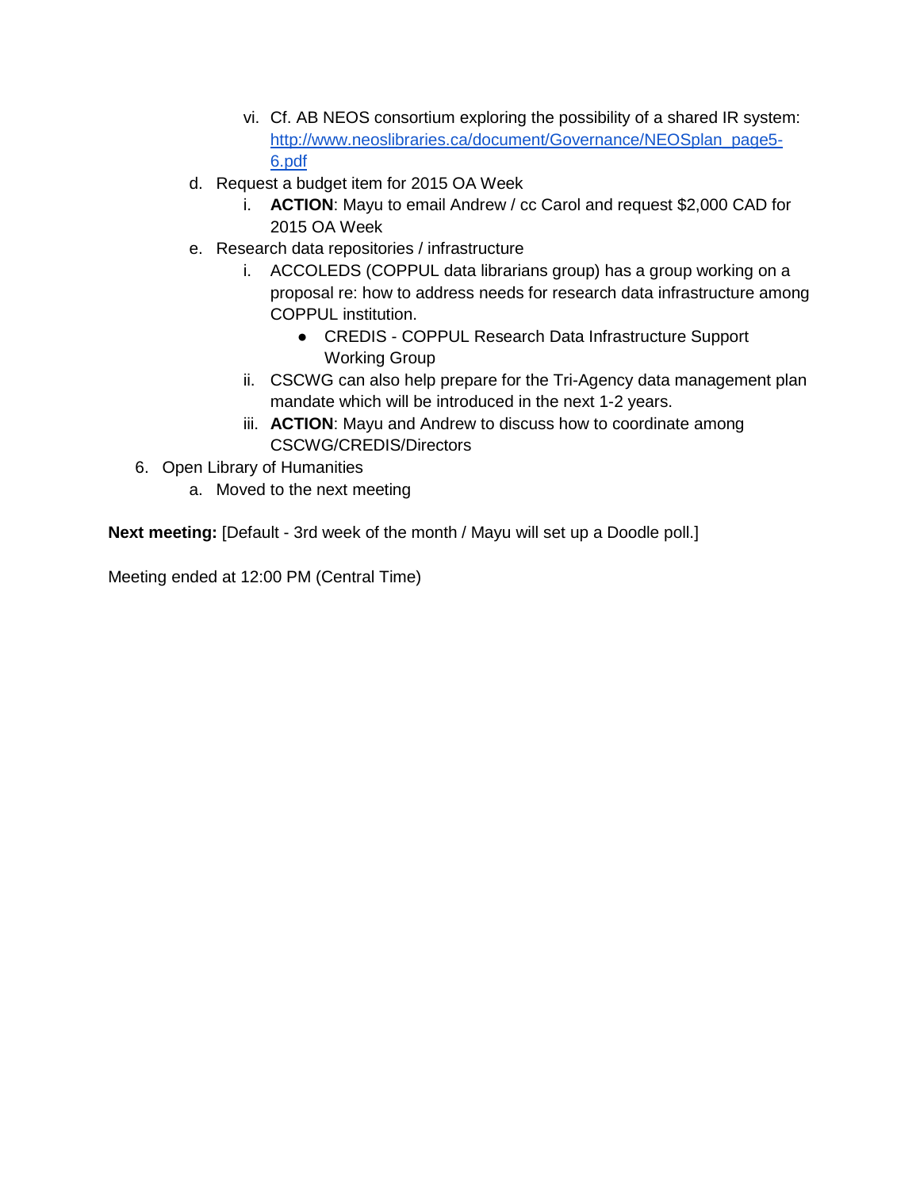vi. Cf. AB NEOS consortium exploring the possibility of a shared IR system: [http://www.neoslibraries.ca/document/Governance/NEOSplan_page5-6.pdf](http://www.neoslibraries.ca/document/Governance/NEOSplan_page5-6.pdf)

   d. Request a budget item for 2015 OA Week
      i. **ACTION**: Mayu to email Andrew / cc Carol and request $2,000 CAD for 2015 OA Week

   e. Research data repositories / infrastructure
      i. ACCOLEDS (COPPUL data librarians group) has a group working on a proposal re: how to address needs for research data infrastructure among COPPUL institution.
         - CREDIS - COPPUL Research Data Infrastructure Support Working Group

      ii. CSCWG can also help prepare for the Tri-Agency data management plan mandate which will be introduced in the next 1-2 years.
      iii. **ACTION**: Mayu and Andrew to discuss how to coordinate among CSCWG/CREDIS/Directors

6. Open Library of Humanities
   a. Moved to the next meeting

**Next meeting:** [Default - 3rd week of the month / Mayu will set up a Doodle poll.]

Meeting ended at 12:00 PM (Central Time)